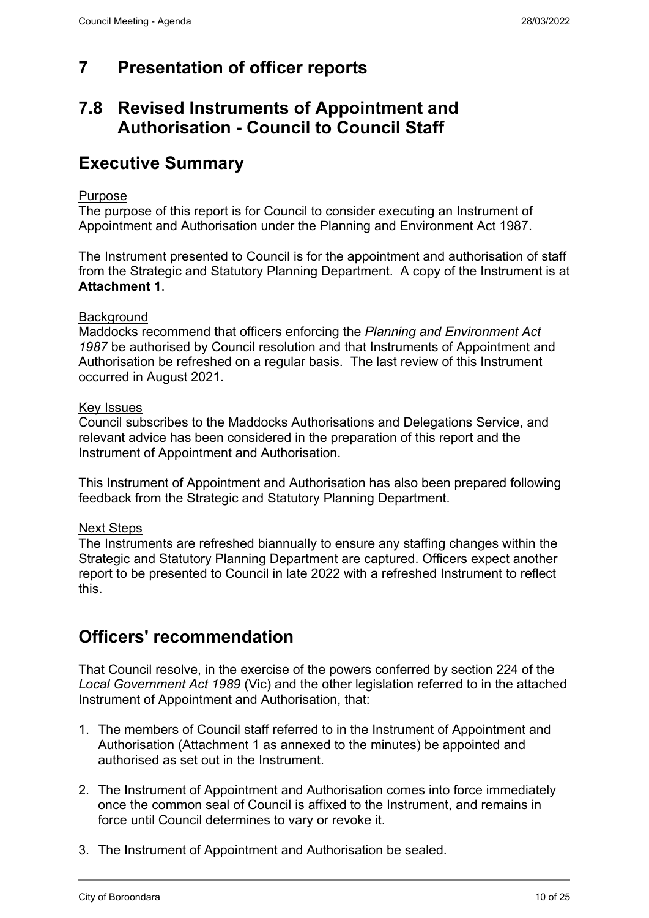# 7 Presentation of officer reports

# 7.8 Revised Instruments of Appointment and Authorisation - Council to Council Staff

## Executive Summary

Purpose
The purpose of this report is for Council to consider executing an Instrument of Appointment and Authorisation under the Planning and Environment Act 1987.

The Instrument presented to Council is for the appointment and authorisation of staff from the Strategic and Statutory Planning Department. A copy of the Instrument is at **Attachment 1**.

Background
Maddocks recommend that officers enforcing the *Planning and Environment Act 1987* be authorised by Council resolution and that Instruments of Appointment and Authorisation be refreshed on a regular basis. The last review of this Instrument occurred in August 2021.

Key Issues
Council subscribes to the Maddocks Authorisations and Delegations Service, and relevant advice has been considered in the preparation of this report and the Instrument of Appointment and Authorisation.

This Instrument of Appointment and Authorisation has also been prepared following feedback from the Strategic and Statutory Planning Department.

Next Steps
The Instruments are refreshed biannually to ensure any staffing changes within the Strategic and Statutory Planning Department are captured. Officers expect another report to be presented to Council in late 2022 with a refreshed Instrument to reflect this.

## Officers' recommendation

That Council resolve, in the exercise of the powers conferred by section 224 of the *Local Government Act 1989* (Vic) and the other legislation referred to in the attached Instrument of Appointment and Authorisation, that:

1. The members of Council staff referred to in the Instrument of Appointment and Authorisation (Attachment 1 as annexed to the minutes) be appointed and authorised as set out in the Instrument.
2. The Instrument of Appointment and Authorisation comes into force immediately once the common seal of Council is affixed to the Instrument, and remains in force until Council determines to vary or revoke it.
3. The Instrument of Appointment and Authorisation be sealed.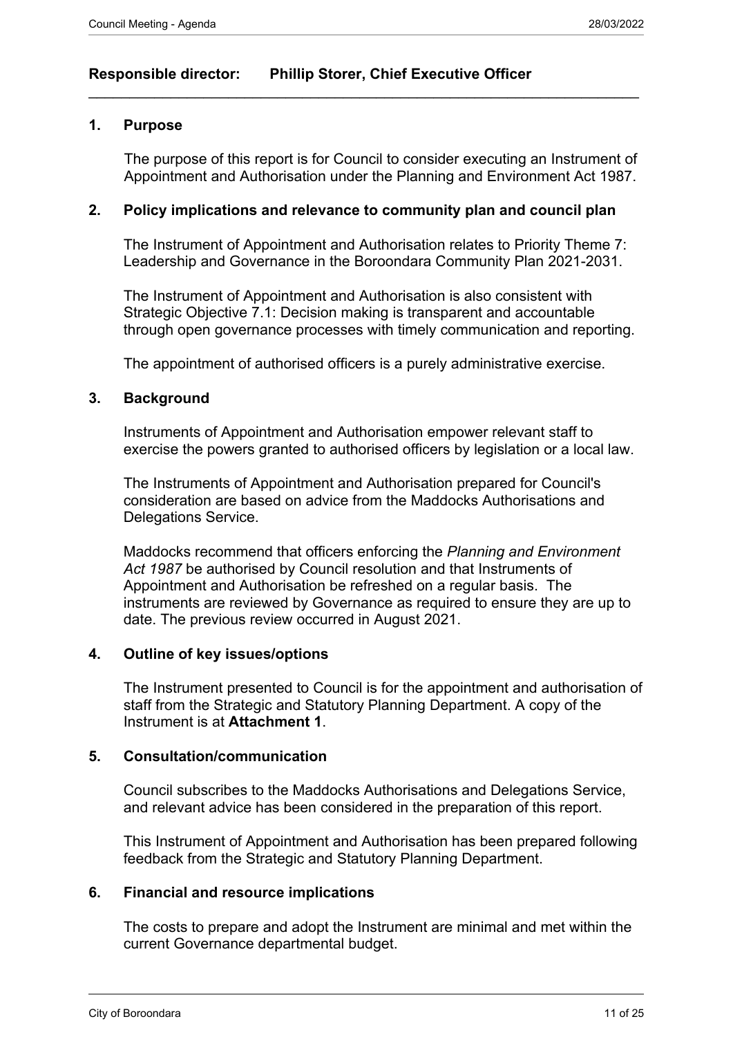**Responsible director: Phillip Storer, Chief Executive Officer**

---

## 1. Purpose

The purpose of this report is for Council to consider executing an Instrument of Appointment and Authorisation under the Planning and Environment Act 1987.

## 2. Policy implications and relevance to community plan and council plan

The Instrument of Appointment and Authorisation relates to Priority Theme 7: Leadership and Governance in the Boroondara Community Plan 2021-2031.

The Instrument of Appointment and Authorisation is also consistent with Strategic Objective 7.1: Decision making is transparent and accountable through open governance processes with timely communication and reporting.

The appointment of authorised officers is a purely administrative exercise.

## 3. Background

Instruments of Appointment and Authorisation empower relevant staff to exercise the powers granted to authorised officers by legislation or a local law.

The Instruments of Appointment and Authorisation prepared for Council's consideration are based on advice from the Maddocks Authorisations and Delegations Service.

Maddocks recommend that officers enforcing the *Planning and Environment Act 1987* be authorised by Council resolution and that Instruments of Appointment and Authorisation be refreshed on a regular basis. The instruments are reviewed by Governance as required to ensure they are up to date. The previous review occurred in August 2021.

## 4. Outline of key issues/options

The Instrument presented to Council is for the appointment and authorisation of staff from the Strategic and Statutory Planning Department. A copy of the Instrument is at **Attachment 1**.

## 5. Consultation/communication

Council subscribes to the Maddocks Authorisations and Delegations Service, and relevant advice has been considered in the preparation of this report.

This Instrument of Appointment and Authorisation has been prepared following feedback from the Strategic and Statutory Planning Department.

## 6. Financial and resource implications

The costs to prepare and adopt the Instrument are minimal and met within the current Governance departmental budget.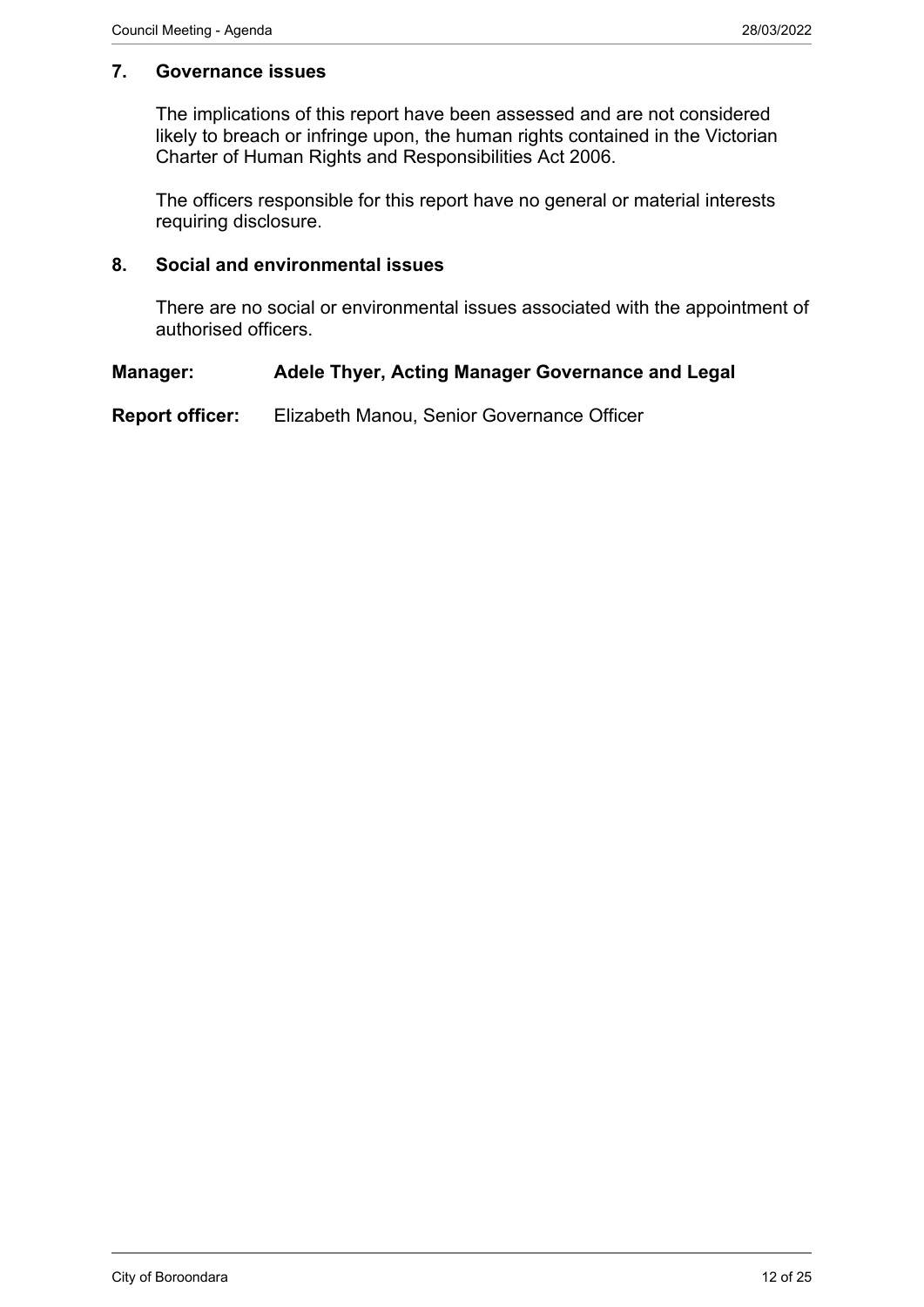## 7. Governance issues

The implications of this report have been assessed and are not considered likely to breach or infringe upon, the human rights contained in the Victorian Charter of Human Rights and Responsibilities Act 2006.

The officers responsible for this report have no general or material interests requiring disclosure.

## 8. Social and environmental issues

There are no social or environmental issues associated with the appointment of authorised officers.

**Manager: Adele Thyer, Acting Manager Governance and Legal**

**Report officer:** Elizabeth Manou, Senior Governance Officer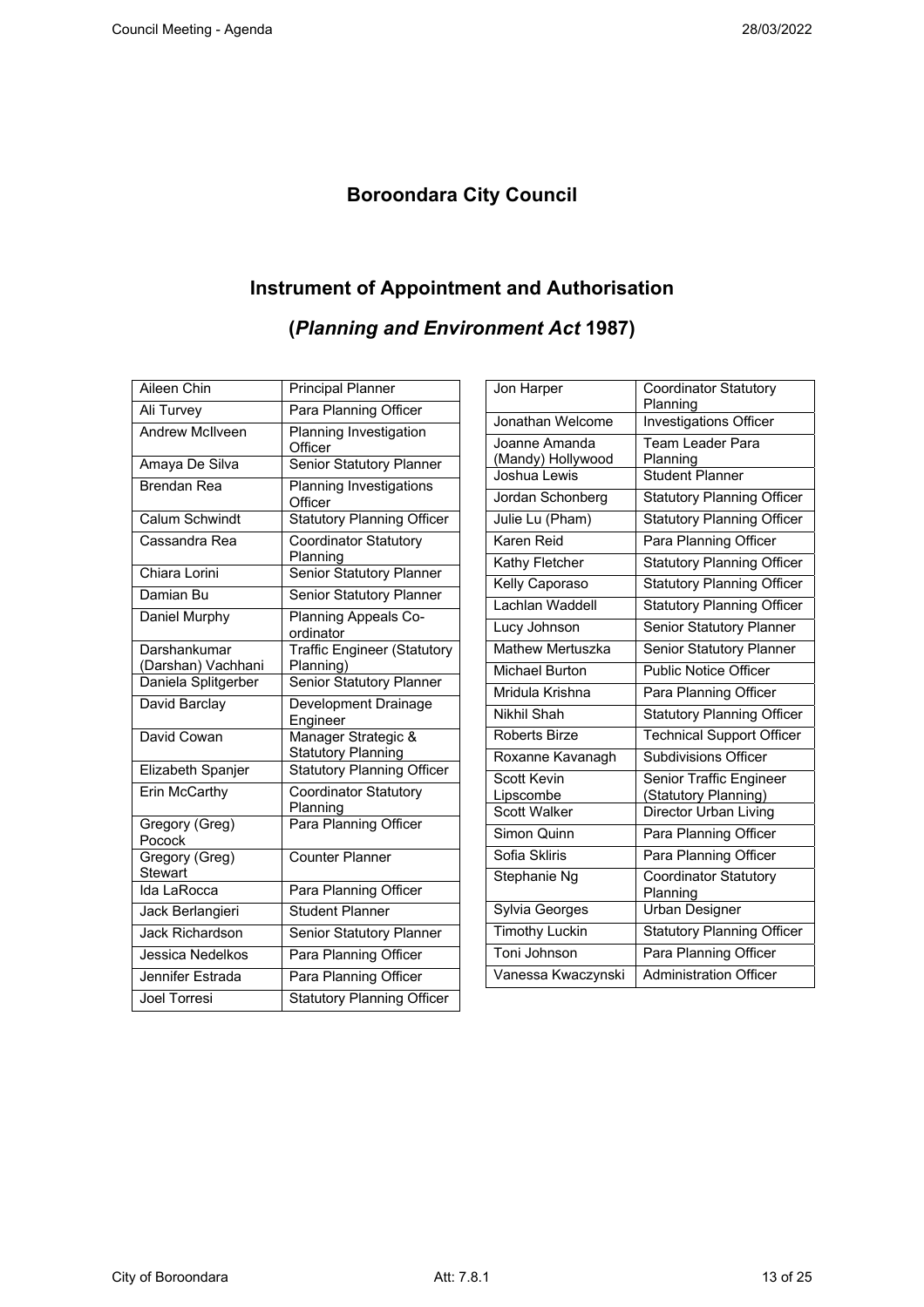# Boroondara City Council

## Instrument of Appointment and Authorisation

## (*Planning and Environment Act* 1987)

| | |
|---|---|
| Aileen Chin | Principal Planner |
| Ali Turvey | Para Planning Officer |
| Andrew McIlveen | Planning Investigation Officer |
| Amaya De Silva | Senior Statutory Planner |
| Brendan Rea | Planning Investigations Officer |
| Calum Schwindt | Statutory Planning Officer |
| Cassandra Rea | Coordinator Statutory Planning |
| Chiara Lorini | Senior Statutory Planner |
| Damian Bu | Senior Statutory Planner |
| Daniel Murphy | Planning Appeals Co-ordinator |
| Darshankumar (Darshan) Vachhani | Traffic Engineer (Statutory Planning) |
| Daniela Splitgerber | Senior Statutory Planner |
| David Barclay | Development Drainage Engineer |
| David Cowan | Manager Strategic & Statutory Planning |
| Elizabeth Spanjer | Statutory Planning Officer |
| Erin McCarthy | Coordinator Statutory Planning |
| Gregory (Greg) Pocock | Para Planning Officer |
| Gregory (Greg) Stewart | Counter Planner |
| Ida LaRocca | Para Planning Officer |
| Jack Berlangieri | Student Planner |
| Jack Richardson | Senior Statutory Planner |
| Jessica Nedelkos | Para Planning Officer |
| Jennifer Estrada | Para Planning Officer |
| Joel Torresi | Statutory Planning Officer |
| Jon Harper | Coordinator Statutory Planning |
| Jonathan Welcome | Investigations Officer |
| Joanne Amanda (Mandy) Hollywood | Team Leader Para Planning |
| Joshua Lewis | Student Planner |
| Jordan Schonberg | Statutory Planning Officer |
| Julie Lu (Pham) | Statutory Planning Officer |
| Karen Reid | Para Planning Officer |
| Kathy Fletcher | Statutory Planning Officer |
| Kelly Caporaso | Statutory Planning Officer |
| Lachlan Waddell | Statutory Planning Officer |
| Lucy Johnson | Senior Statutory Planner |
| Mathew Mertuszka | Senior Statutory Planner |
| Michael Burton | Public Notice Officer |
| Mridula Krishna | Para Planning Officer |
| Nikhil Shah | Statutory Planning Officer |
| Roberts Birze | Technical Support Officer |
| Roxanne Kavanagh | Subdivisions Officer |
| Scott Kevin Lipscombe | Senior Traffic Engineer (Statutory Planning) |
| Scott Walker | Director Urban Living |
| Simon Quinn | Para Planning Officer |
| Sofia Skliris | Para Planning Officer |
| Stephanie Ng | Coordinator Statutory Planning |
| Sylvia Georges | Urban Designer |
| Timothy Luckin | Statutory Planning Officer |
| Toni Johnson | Para Planning Officer |
| Vanessa Kwaczynski | Administration Officer |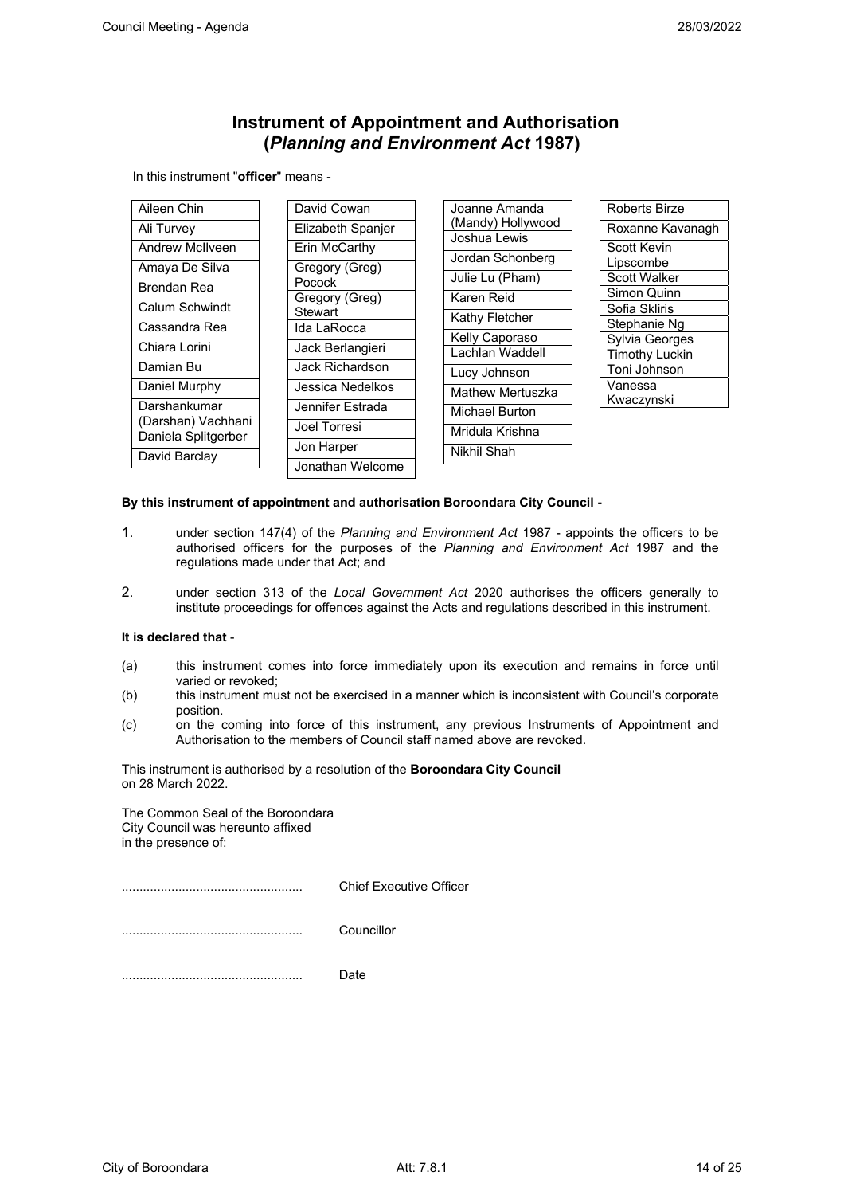# Instrument of Appointment and Authorisation (*Planning and Environment Act* 1987)

In this instrument "**officer**" means -

| | | | |
|---|---|---|---|
| Aileen Chin | David Cowan | Joanne Amanda (Mandy) Hollywood | Roberts Birze |
| Ali Turvey | Elizabeth Spanjer | Joshua Lewis | Roxanne Kavanagh |
| Andrew McIlveen | Erin McCarthy | Jordan Schonberg | Scott Kevin Lipscombe |
| Amaya De Silva | Gregory (Greg) Pocock | Julie Lu (Pham) | Scott Walker |
| Brendan Rea | Gregory (Greg) Stewart | Karen Reid | Simon Quinn |
| Calum Schwindt | Ida LaRocca | Kathy Fletcher | Sofia Skliris |
| Cassandra Rea | Jack Berlangieri | Kelly Caporaso | Stephanie Ng |
| Chiara Lorini | Jack Richardson | Lachlan Waddell | Sylvia Georges |
| Damian Bu | Jessica Nedelkos | Lucy Johnson | Timothy Luckin |
| Daniel Murphy | Jennifer Estrada | Mathew Mertuszka | Toni Johnson |
| Darshankumar (Darshan) Vachhani | Joel Torresi | Michael Burton | Vanessa Kwaczynski |
| Daniela Splitgerber | Jon Harper | Mridula Krishna | |
| David Barclay | Jonathan Welcome | Nikhil Shah | |

**By this instrument of appointment and authorisation Boroondara City Council -**

1. under section 147(4) of the *Planning and Environment Act* 1987 - appoints the officers to be authorised officers for the purposes of the *Planning and Environment Act* 1987 and the regulations made under that Act; and

2. under section 313 of the *Local Government Act* 2020 authorises the officers generally to institute proceedings for offences against the Acts and regulations described in this instrument.

**It is declared that** -

(a) this instrument comes into force immediately upon its execution and remains in force until varied or revoked;

(b) this instrument must not be exercised in a manner which is inconsistent with Council's corporate position.

(c) on the coming into force of this instrument, any previous Instruments of Appointment and Authorisation to the members of Council staff named above are revoked.

This instrument is authorised by a resolution of the **Boroondara City Council** on 28 March 2022.

The Common Seal of the Boroondara City Council was hereunto affixed in the presence of:

.................................................. Chief Executive Officer

.................................................. Councillor

.................................................. Date